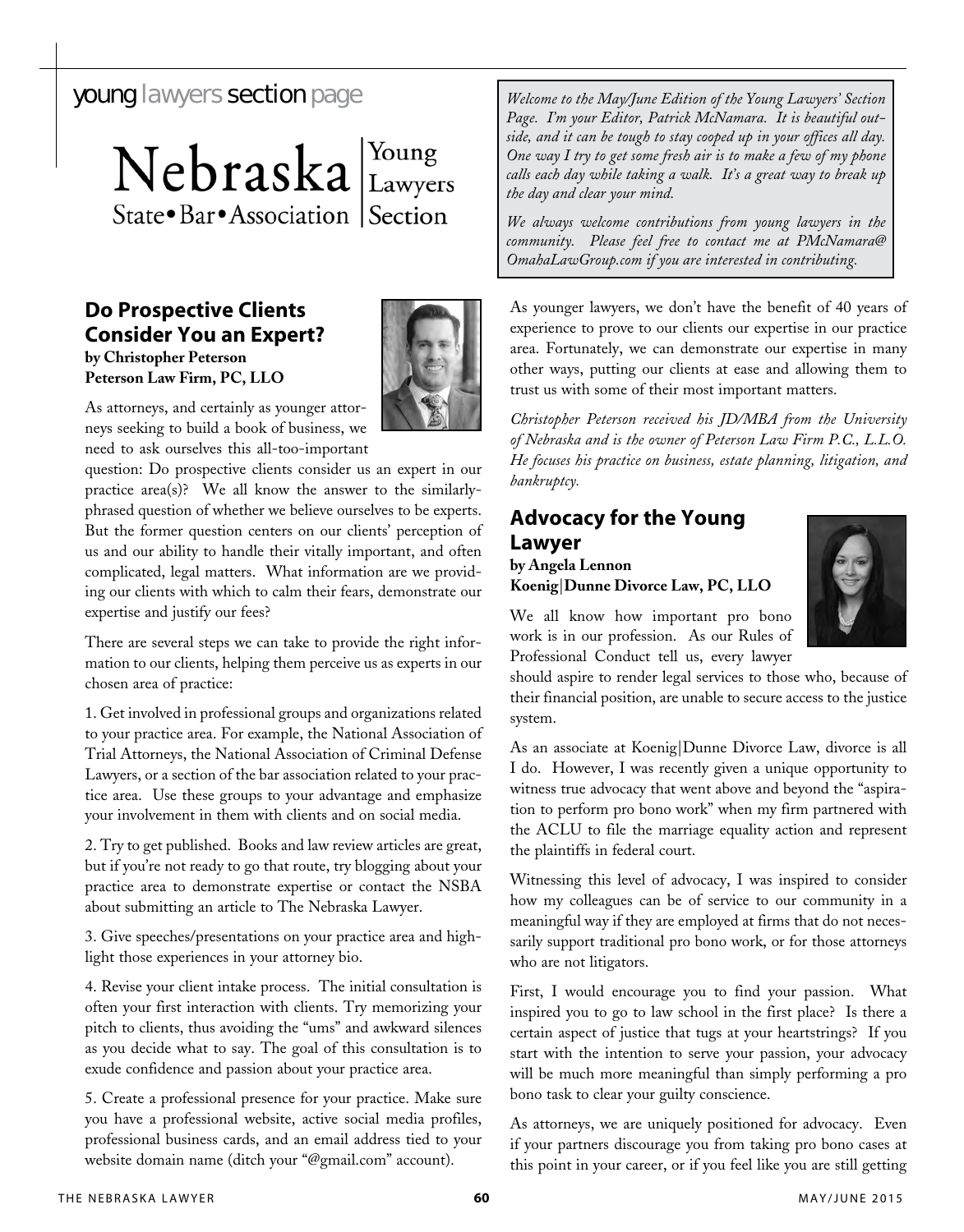# young lawyers section page

Nebraska State•Bar•Association | Young Lawyers Section

*Welcome to the May/June Edition of the Young Lawyers' Section Page. I'm your Editor, Patrick McNamara. It is beautiful outside, and it can be tough to stay cooped up in your offices all day. One way I try to get some fresh air is to make a few of my phone calls each day while taking a walk. It's a great way to break up the day and clear your mind.*

*We always welcome contributions from young lawyers in the community. Please feel free to contact me at PMcNamara@OmahaLawGroup.com if you are interested in contributing.*

## Do Prospective Clients Consider You an Expert?

**by Christopher Peterson**
**Peterson Law Firm, PC, LLO**

As attorneys, and certainly as younger attorneys seeking to build a book of business, we need to ask ourselves this all-too-important question: Do prospective clients consider us an expert in our practice area(s)? We all know the answer to the similarly-phrased question of whether we believe ourselves to be experts. But the former question centers on our clients' perception of us and our ability to handle their vitally important, and often complicated, legal matters. What information are we providing our clients with which to calm their fears, demonstrate our expertise and justify our fees?

There are several steps we can take to provide the right information to our clients, helping them perceive us as experts in our chosen area of practice:

1. Get involved in professional groups and organizations related to your practice area. For example, the National Association of Trial Attorneys, the National Association of Criminal Defense Lawyers, or a section of the bar association related to your practice area. Use these groups to your advantage and emphasize your involvement in them with clients and on social media.

2. Try to get published. Books and law review articles are great, but if you're not ready to go that route, try blogging about your practice area to demonstrate expertise or contact the NSBA about submitting an article to The Nebraska Lawyer.

3. Give speeches/presentations on your practice area and highlight those experiences in your attorney bio.

4. Revise your client intake process. The initial consultation is often your first interaction with clients. Try memorizing your pitch to clients, thus avoiding the "ums" and awkward silences as you decide what to say. The goal of this consultation is to exude confidence and passion about your practice area.

5. Create a professional presence for your practice. Make sure you have a professional website, active social media profiles, professional business cards, and an email address tied to your website domain name (ditch your "@gmail.com" account).

As younger lawyers, we don't have the benefit of 40 years of experience to prove to our clients our expertise in our practice area. Fortunately, we can demonstrate our expertise in many other ways, putting our clients at ease and allowing them to trust us with some of their most important matters.

*Christopher Peterson received his JD/MBA from the University of Nebraska and is the owner of Peterson Law Firm P.C., L.L.O. He focuses his practice on business, estate planning, litigation, and bankruptcy.*

## Advocacy for the Young Lawyer

**by Angela Lennon**
**Koenig|Dunne Divorce Law, PC, LLO**

We all know how important pro bono work is in our profession. As our Rules of Professional Conduct tell us, every lawyer should aspire to render legal services to those who, because of their financial position, are unable to secure access to the justice system.

As an associate at Koenig|Dunne Divorce Law, divorce is all I do. However, I was recently given a unique opportunity to witness true advocacy that went above and beyond the "aspiration to perform pro bono work" when my firm partnered with the ACLU to file the marriage equality action and represent the plaintiffs in federal court.

Witnessing this level of advocacy, I was inspired to consider how my colleagues can be of service to our community in a meaningful way if they are employed at firms that do not necessarily support traditional pro bono work, or for those attorneys who are not litigators.

First, I would encourage you to find your passion. What inspired you to go to law school in the first place? Is there a certain aspect of justice that tugs at your heartstrings? If you start with the intention to serve your passion, your advocacy will be much more meaningful than simply performing a pro bono task to clear your guilty conscience.

As attorneys, we are uniquely positioned for advocacy. Even if your partners discourage you from taking pro bono cases at this point in your career, or if you feel like you are still getting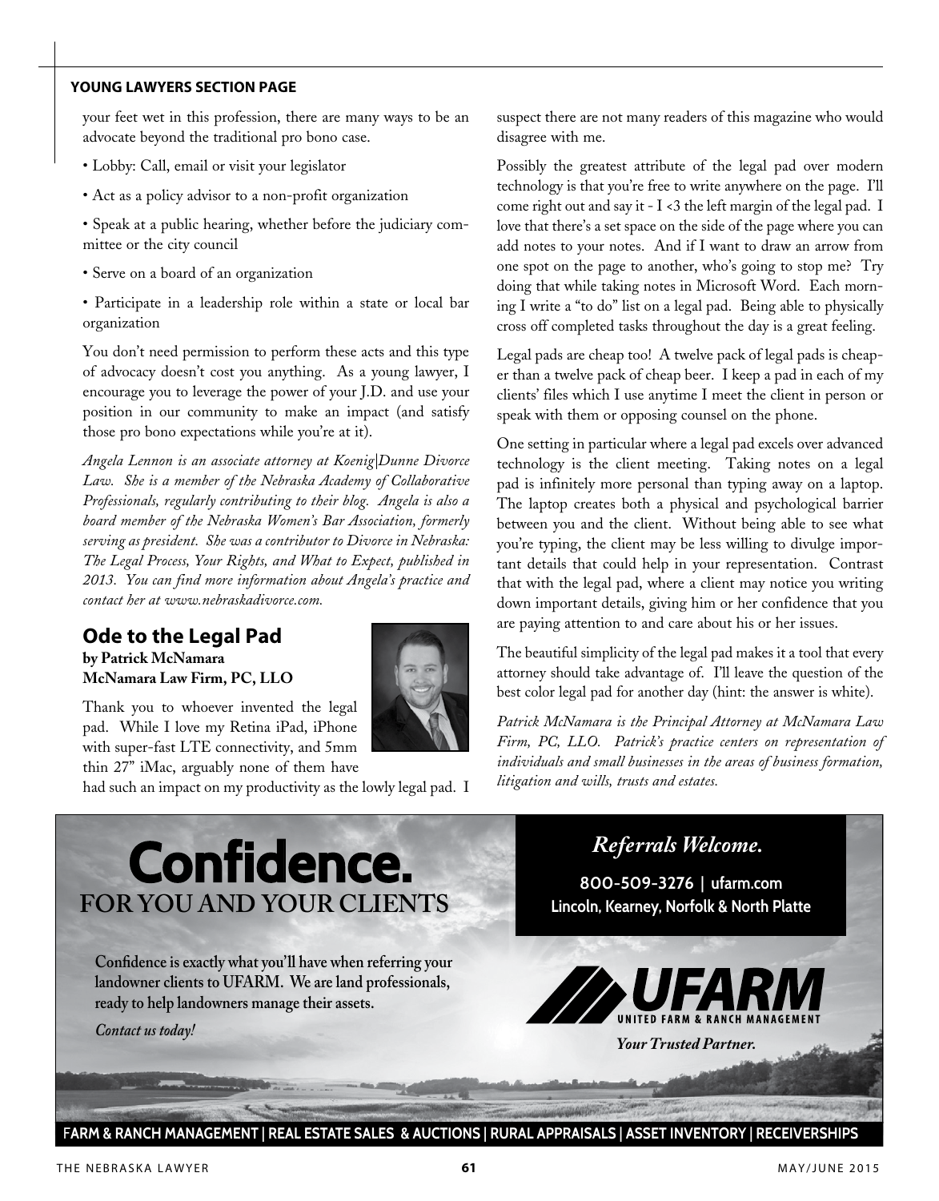your feet wet in this profession, there are many ways to be an advocate beyond the traditional pro bono case.

- Lobby: Call, email or visit your legislator
- Act as a policy advisor to a non-profit organization
- Speak at a public hearing, whether before the judiciary committee or the city council
- Serve on a board of an organization
- Participate in a leadership role within a state or local bar organization

You don't need permission to perform these acts and this type of advocacy doesn't cost you anything. As a young lawyer, I encourage you to leverage the power of your J.D. and use your position in our community to make an impact (and satisfy those pro bono expectations while you're at it).

*Angela Lennon is an associate attorney at Koenig|Dunne Divorce Law. She is a member of the Nebraska Academy of Collaborative Professionals, regularly contributing to their blog. Angela is also a board member of the Nebraska Women's Bar Association, formerly serving as president. She was a contributor to Divorce in Nebraska: The Legal Process, Your Rights, and What to Expect, published in 2013. You can find more information about Angela's practice and contact her at www.nebraskadivorce.com.*

## Ode to the Legal Pad

**by Patrick McNamara**
**McNamara Law Firm, PC, LLO**

Thank you to whoever invented the legal pad. While I love my Retina iPad, iPhone with super-fast LTE connectivity, and 5mm thin 27" iMac, arguably none of them have had such an impact on my productivity as the lowly legal pad. I suspect there are not many readers of this magazine who would disagree with me.

Possibly the greatest attribute of the legal pad over modern technology is that you're free to write anywhere on the page. I'll come right out and say it - I <3 the left margin of the legal pad. I love that there's a set space on the side of the page where you can add notes to your notes. And if I want to draw an arrow from one spot on the page to another, who's going to stop me? Try doing that while taking notes in Microsoft Word. Each morning I write a "to do" list on a legal pad. Being able to physically cross off completed tasks throughout the day is a great feeling.

Legal pads are cheap too! A twelve pack of legal pads is cheaper than a twelve pack of cheap beer. I keep a pad in each of my clients' files which I use anytime I meet the client in person or speak with them or opposing counsel on the phone.

One setting in particular where a legal pad excels over advanced technology is the client meeting. Taking notes on a legal pad is infinitely more personal than typing away on a laptop. The laptop creates both a physical and psychological barrier between you and the client. Without being able to see what you're typing, the client may be less willing to divulge important details that could help in your representation. Contrast that with the legal pad, where a client may notice you writing down important details, giving him or her confidence that you are paying attention to and care about his or her issues.

The beautiful simplicity of the legal pad makes it a tool that every attorney should take advantage of. I'll leave the question of the best color legal pad for another day (hint: the answer is white).

*Patrick McNamara is the Principal Attorney at McNamara Law Firm, PC, LLO. Patrick's practice centers on representation of individuals and small businesses in the areas of business formation, litigation and wills, trusts and estates.*

**Confidence.**
**FOR YOU AND YOUR CLIENTS**

**Confidence is exactly what you'll have when referring your landowner clients to UFARM. We are land professionals, ready to help landowners manage their assets.**

*Contact us today!*

*Referrals Welcome.*

**800-509-3276 | ufarm.com**
**Lincoln, Kearney, Norfolk & North Platte**

**UFARM**
UNITED FARM & RANCH MANAGEMENT
*Your Trusted Partner.*

**FARM & RANCH MANAGEMENT | REAL ESTATE SALES & AUCTIONS | RURAL APPRAISALS | ASSET INVENTORY | RECEIVERSHIPS**